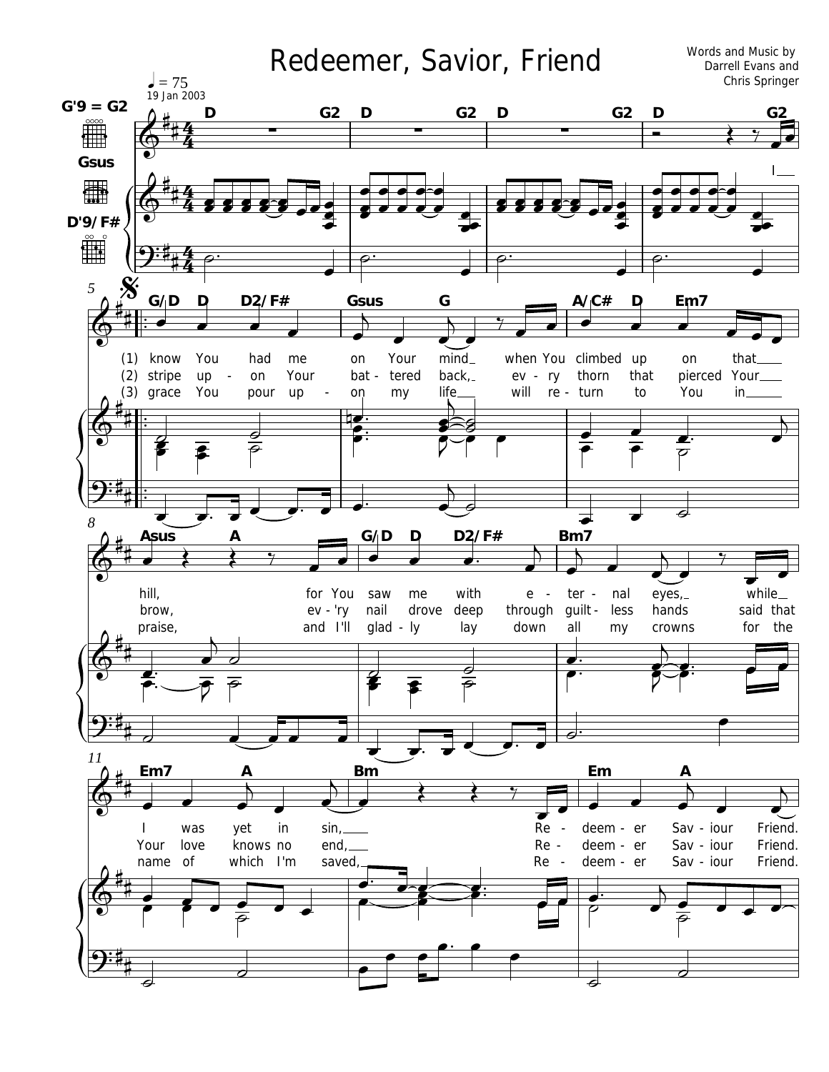# Redeemer, Savior, Friend

Words and Music by Darrell Evans and Chris Springer

♩ = 75

19 Jan 2003

G'9 = G2

Gsus

D'9/F#

D G2 D G2 D G2 D G2

I

G/D D D2/F# Gsus G A/C# D Em7

(1) know You had me on Your mind when You climbed up on that
(2) stripe up - on Your bat - tered back, ev - ry thorn that pierced Your
(3) grace You pour up - on my life will re - turn to You in

Asus A G/D D D2/F# Bm7

hill, for You saw me with e - ter - nal eyes, while
brow, ev - 'ry nail drove deep through guilt - less hands said that
praise, and I'll glad - ly lay down all my crowns for the

Em7 A Bm Em A

I was yet in sin, Re - deem - er Sav - iour Friend.
Your love knows no end, Re - deem - er Sav - iour Friend.
name of which I'm saved, Re - deem - er Sav - iour Friend.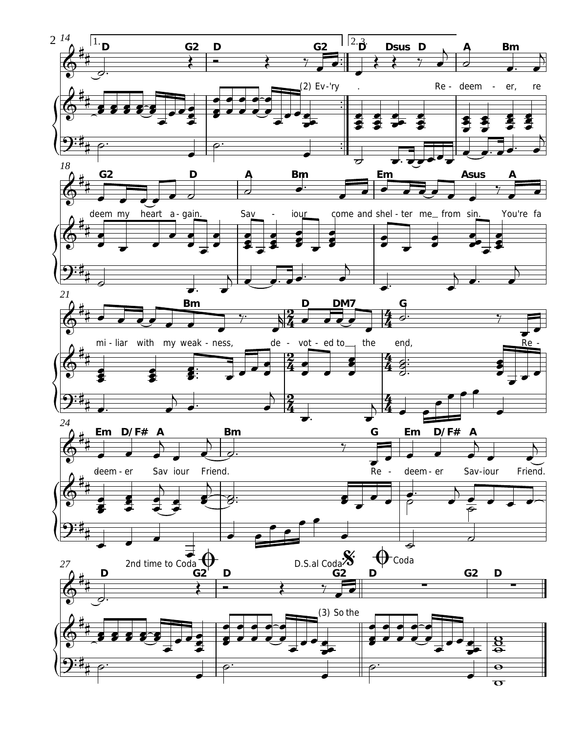1. D G2 D G2 | 2. 3. D Dsus D A Bm

(2) Ev-'ry . Re-deem-er, re

G2 D A Bm Em Asus A

deem my heart a-gain. Sav-iour come and shel-ter me_ from sin. You're fa

Bm D DM7 G

mi-liar with my weak-ness, de-vot-ed to_ the end, Re-

Em D/F# A Bm G Em D/F# A

deem-er Sav iour Friend. Re-deem-er Sav-iour Friend.

2nd time to Coda

D.S.al Coda

Coda

D G2 D G2 D G2 D

(3) So the